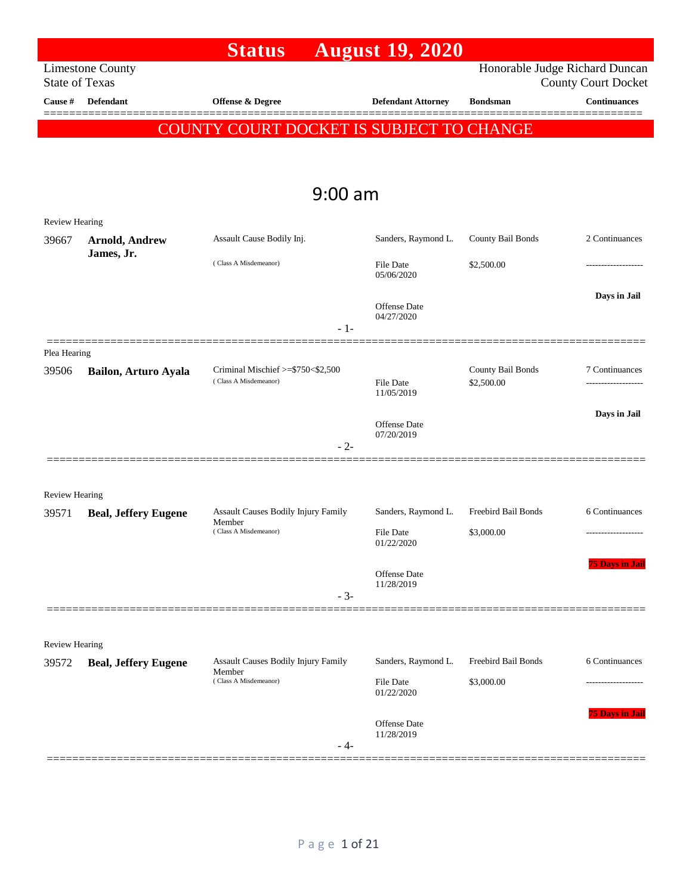# Status August 19, 2020

Limestone County
State of Texas

Honorable Judge Richard Duncan
County Court Docket

| Cause # | Defendant | Offense & Degree | Defendant Attorney | Bondsman | Continuances |
|---|---|---|---|---|---|

COUNTY COURT DOCKET IS SUBJECT TO CHANGE

## 9:00 am

Review Hearing

| Cause # | Defendant | Offense & Degree | Defendant Attorney | Bondsman | Continuances |
|---|---|---|---|---|---|
| 39667 | **Arnold, Andrew James, Jr.** | Assault Cause Bodily Inj. (Class A Misdemeanor) | Sanders, Raymond L. | County Bail Bonds | 2 Continuances |
| | | | File Date 05/06/2020 | $2,500.00 | ------------------- |
| | | | Offense Date 04/27/2020 | | **Days in Jail** |

- 1-

Plea Hearing

| Cause # | Defendant | Offense & Degree | Defendant Attorney | Bondsman | Continuances |
|---|---|---|---|---|---|
| 39506 | **Bailon, Arturo Ayala** | Criminal Mischief >=$750<$2,500 (Class A Misdemeanor) | | County Bail Bonds | 7 Continuances |
| | | | File Date 11/05/2019 | $2,500.00 | ------------------- |
| | | | Offense Date 07/20/2019 | | **Days in Jail** |

- 2-

Review Hearing

| Cause # | Defendant | Offense & Degree | Defendant Attorney | Bondsman | Continuances |
|---|---|---|---|---|---|
| 39571 | **Beal, Jeffery Eugene** | Assault Causes Bodily Injury Family Member (Class A Misdemeanor) | Sanders, Raymond L. | Freebird Bail Bonds | 6 Continuances |
| | | | File Date 01/22/2020 | $3,000.00 | ------------------- |
| | | | Offense Date 11/28/2019 | | **75 Days in Jail** |

- 3-

Review Hearing

| Cause # | Defendant | Offense & Degree | Defendant Attorney | Bondsman | Continuances |
|---|---|---|---|---|---|
| 39572 | **Beal, Jeffery Eugene** | Assault Causes Bodily Injury Family Member (Class A Misdemeanor) | Sanders, Raymond L. | Freebird Bail Bonds | 6 Continuances |
| | | | File Date 01/22/2020 | $3,000.00 | ------------------- |
| | | | Offense Date 11/28/2019 | | **75 Days in Jail** |

- 4-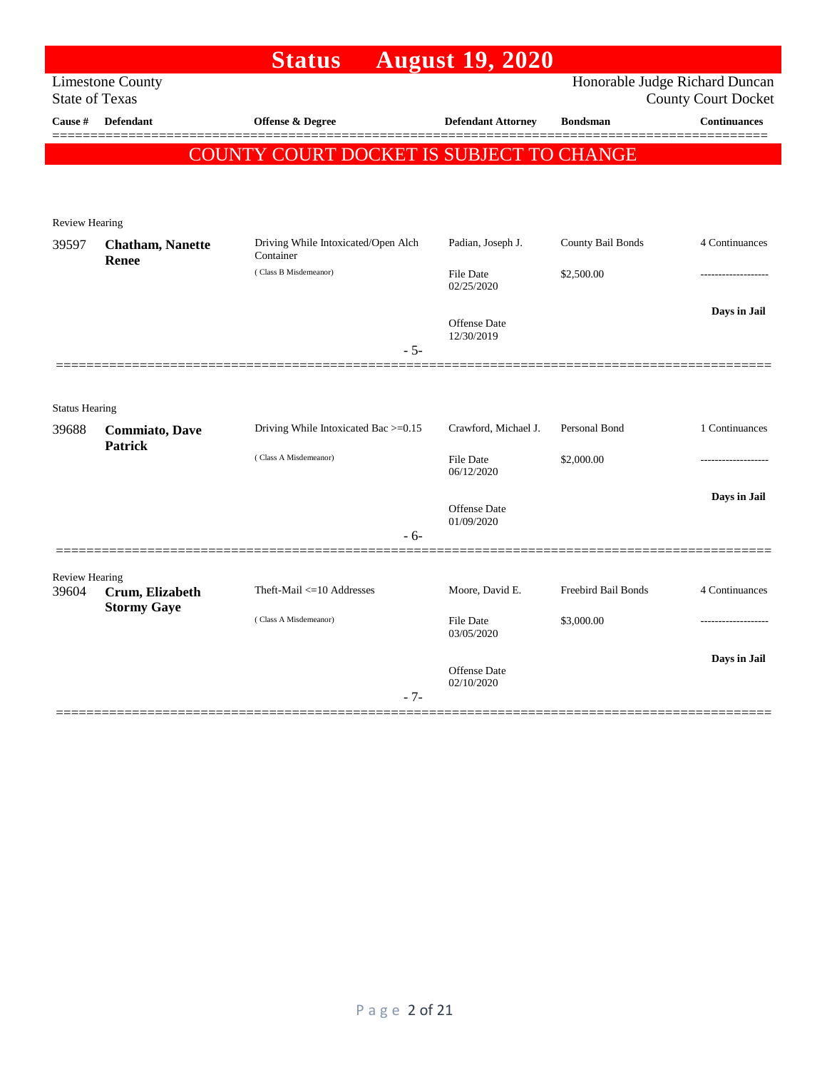# Status August 19, 2020

Limestone County
State of Texas

Honorable Judge Richard Duncan
County Court Docket

| Cause # | Defendant | Offense & Degree | Defendant Attorney | Bondsman | Continuances |
|---|---|---|---|---|---|

**COUNTY COURT DOCKET IS SUBJECT TO CHANGE**

Review Hearing

| Cause # | Defendant | Offense & Degree | Defendant Attorney | Bondsman | Continuances |
|---|---|---|---|---|---|
| 39597 | **Chatham, Nanette Renee** | Driving While Intoxicated/Open Alch Container | Padian, Joseph J. | County Bail Bonds | 4 Continuances |
| | | ( Class B Misdemeanor) | File Date 02/25/2020 | $2,500.00 | ------------------- |
| | | | Offense Date 12/30/2019 | | **Days in Jail** |

- 5-

Status Hearing

| Cause # | Defendant | Offense & Degree | Defendant Attorney | Bondsman | Continuances |
|---|---|---|---|---|---|
| 39688 | **Commiato, Dave Patrick** | Driving While Intoxicated Bac >=0.15 | Crawford, Michael J. | Personal Bond | 1 Continuances |
| | | ( Class A Misdemeanor) | File Date 06/12/2020 | $2,000.00 | ------------------- |
| | | | Offense Date 01/09/2020 | | **Days in Jail** |

- 6-

Review Hearing

| Cause # | Defendant | Offense & Degree | Defendant Attorney | Bondsman | Continuances |
|---|---|---|---|---|---|
| 39604 | **Crum, Elizabeth Stormy Gaye** | Theft-Mail <=10 Addresses | Moore, David E. | Freebird Bail Bonds | 4 Continuances |
| | | ( Class A Misdemeanor) | File Date 03/05/2020 | $3,000.00 | ------------------- |
| | | | Offense Date 02/10/2020 | | **Days in Jail** |

- 7-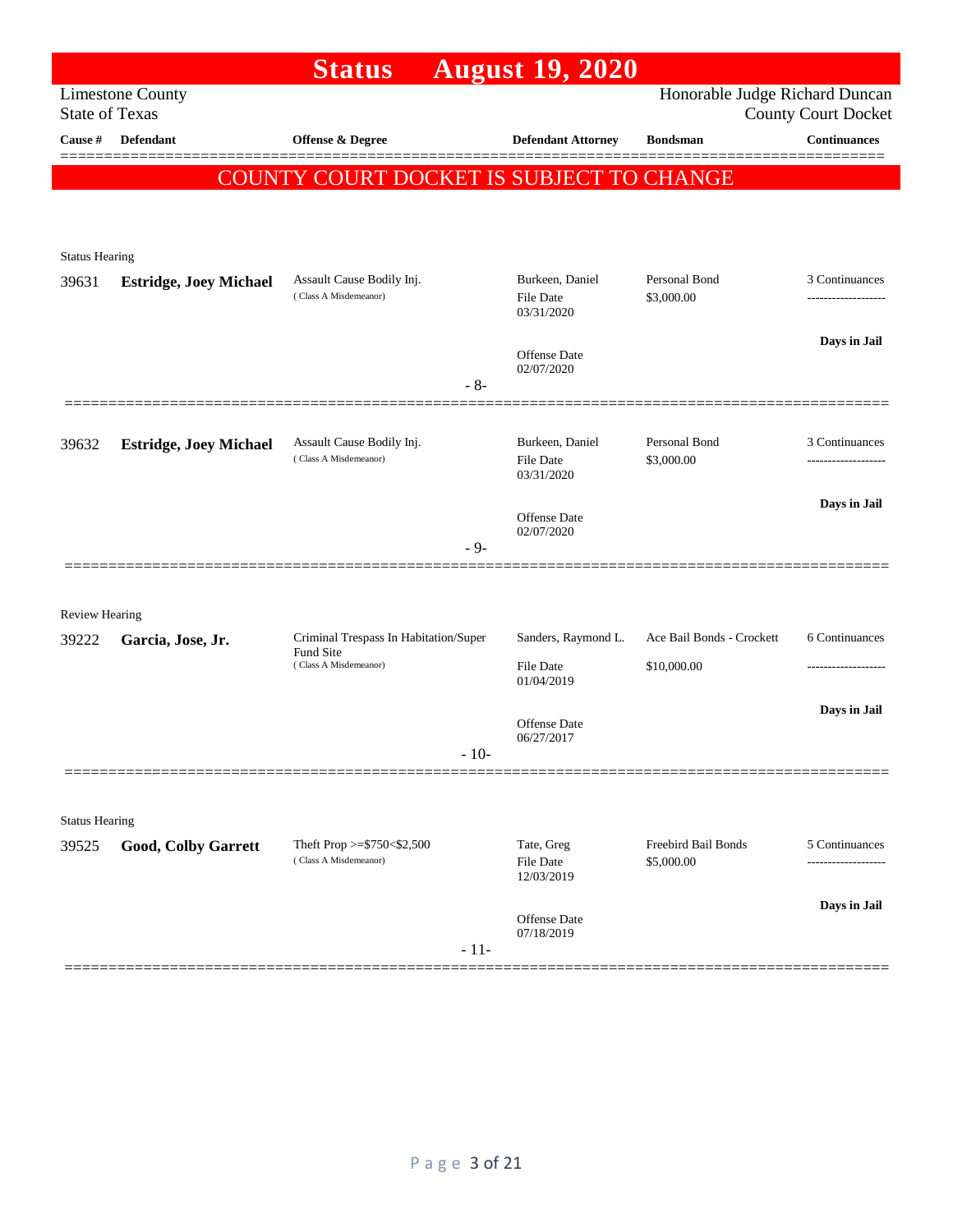# Status August 19, 2020

Limestone County
State of Texas

Honorable Judge Richard Duncan
County Court Docket

**COUNTY COURT DOCKET IS SUBJECT TO CHANGE**

| Cause # | Defendant | Offense & Degree | Defendant Attorney | Bondsman | Continuances |
|---|---|---|---|---|---|
| Status Hearing | | | | | |
| 39631 | **Estridge, Joey Michael** | Assault Cause Bodily Inj. (Class A Misdemeanor) | Burkeen, Daniel<br>File Date 03/31/2020<br>Offense Date 02/07/2020 | Personal Bond<br>$3,000.00 | 3 Continuances<br>-------------------<br>**Days in Jail** |
| | | | - 8- | | |
| 39632 | **Estridge, Joey Michael** | Assault Cause Bodily Inj. (Class A Misdemeanor) | Burkeen, Daniel<br>File Date 03/31/2020<br>Offense Date 02/07/2020 | Personal Bond<br>$3,000.00 | 3 Continuances<br>-------------------<br>**Days in Jail** |
| | | | - 9- | | |
| Review Hearing | | | | | |
| 39222 | **Garcia, Jose, Jr.** | Criminal Trespass In Habitation/Super Fund Site (Class A Misdemeanor) | Sanders, Raymond L.<br>File Date 01/04/2019<br>Offense Date 06/27/2017 | Ace Bail Bonds - Crockett<br>$10,000.00 | 6 Continuances<br>-------------------<br>**Days in Jail** |
| | | | - 10- | | |
| Status Hearing | | | | | |
| 39525 | **Good, Colby Garrett** | Theft Prop >=$750<$2,500 (Class A Misdemeanor) | Tate, Greg<br>File Date 12/03/2019<br>Offense Date 07/18/2019 | Freebird Bail Bonds<br>$5,000.00 | 5 Continuances<br>-------------------<br>**Days in Jail** |
| | | | - 11- | | |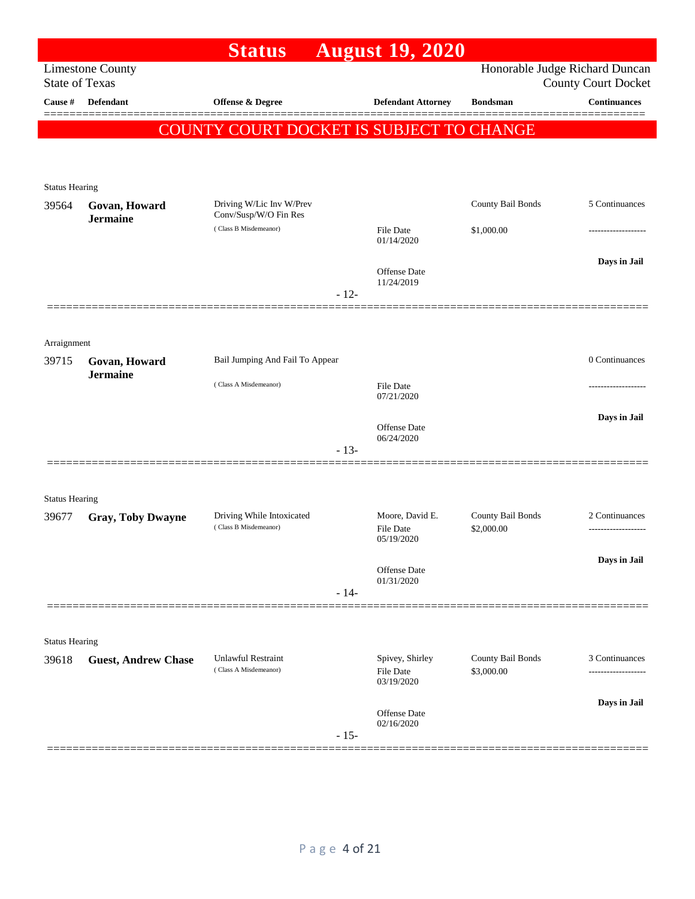# Status August 19, 2020

Limestone County
State of Texas

Honorable Judge Richard Duncan
County Court Docket

| Cause # | Defendant | Offense & Degree | Defendant Attorney | Bondsman | Continuances |
|---|---|---|---|---|---|

**COUNTY COURT DOCKET IS SUBJECT TO CHANGE**

Status Hearing

| | | | | | |
|---|---|---|---|---|---|
| 39564 | **Govan, Howard Jermaine** | Driving W/Lic Inv W/Prev Conv/Susp/W/O Fin Res (Class B Misdemeanor) | File Date 01/14/2020 | County Bail Bonds $1,000.00 | 5 Continuances |
| | | | Offense Date 11/24/2019 | | Days in Jail |

- 12-

Arraignment

| | | | | | |
|---|---|---|---|---|---|
| 39715 | **Govan, Howard Jermaine** | Bail Jumping And Fail To Appear (Class A Misdemeanor) | File Date 07/21/2020 | | 0 Continuances |
| | | | Offense Date 06/24/2020 | | Days in Jail |

- 13-

Status Hearing

| | | | | | |
|---|---|---|---|---|---|
| 39677 | **Gray, Toby Dwayne** | Driving While Intoxicated (Class B Misdemeanor) | Moore, David E. File Date 05/19/2020 | County Bail Bonds $2,000.00 | 2 Continuances |
| | | | Offense Date 01/31/2020 | | Days in Jail |

- 14-

Status Hearing

| | | | | | |
|---|---|---|---|---|---|
| 39618 | **Guest, Andrew Chase** | Unlawful Restraint (Class A Misdemeanor) | Spivey, Shirley File Date 03/19/2020 | County Bail Bonds $3,000.00 | 3 Continuances |
| | | | Offense Date 02/16/2020 | | Days in Jail |

- 15-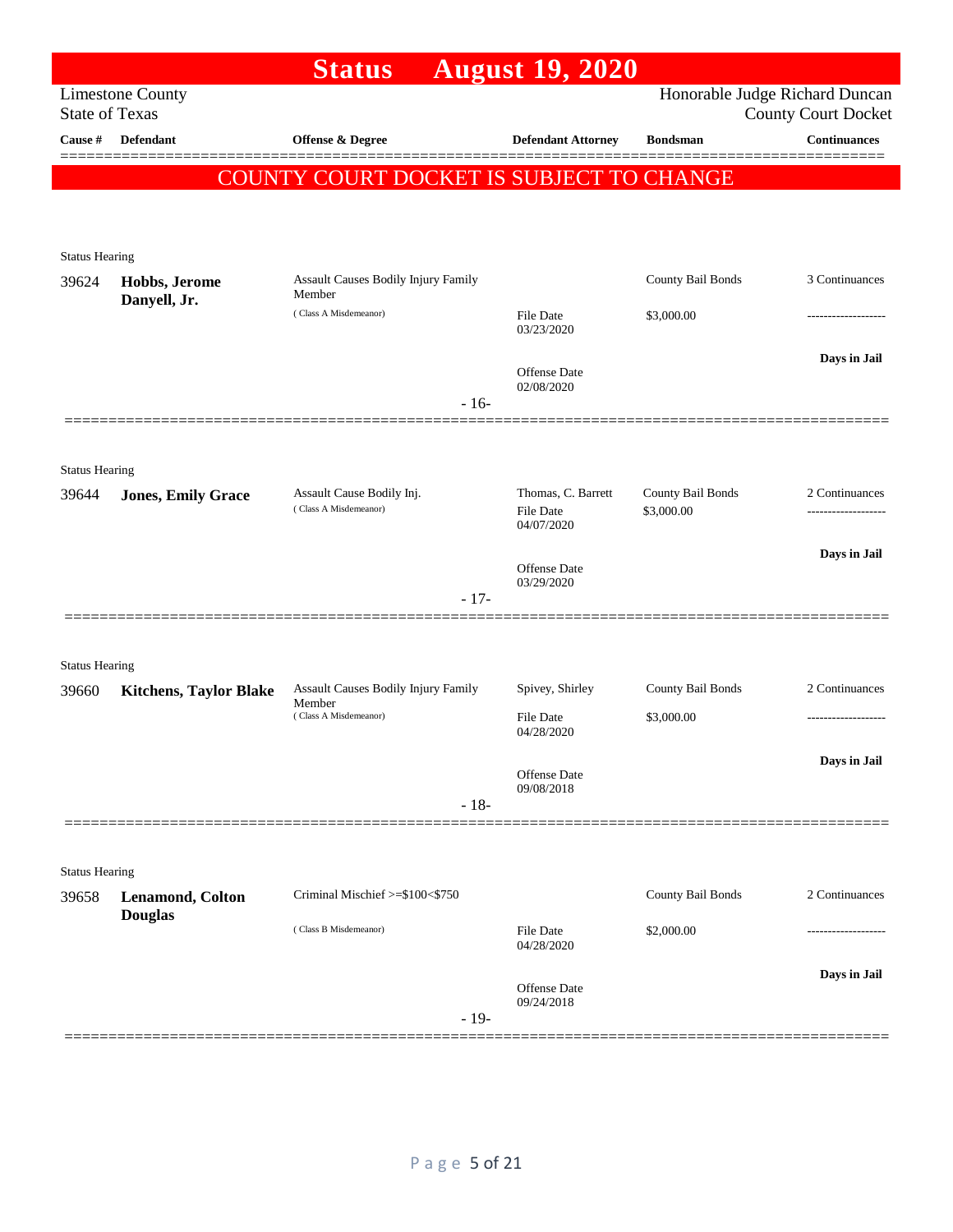# Status August 19, 2020

Limestone County
State of Texas

Honorable Judge Richard Duncan
County Court Docket

| Cause # | Defendant | Offense & Degree | Defendant Attorney | Bondsman | Continuances |
|---|---|---|---|---|---|

**COUNTY COURT DOCKET IS SUBJECT TO CHANGE**

Status Hearing

| Cause # | Defendant | Offense & Degree | Defendant Attorney | Bondsman | Continuances |
|---|---|---|---|---|---|
| 39624 | **Hobbs, Jerome Danyell, Jr.** | Assault Causes Bodily Injury Family Member (Class A Misdemeanor) | File Date 03/23/2020; Offense Date 02/08/2020 | County Bail Bonds $3,000.00 | 3 Continuances; Days in Jail |

- 16-

Status Hearing

| Cause # | Defendant | Offense & Degree | Defendant Attorney | Bondsman | Continuances |
|---|---|---|---|---|---|
| 39644 | **Jones, Emily Grace** | Assault Cause Bodily Inj. (Class A Misdemeanor) | Thomas, C. Barrett; File Date 04/07/2020; Offense Date 03/29/2020 | County Bail Bonds $3,000.00 | 2 Continuances; Days in Jail |

- 17-

Status Hearing

| Cause # | Defendant | Offense & Degree | Defendant Attorney | Bondsman | Continuances |
|---|---|---|---|---|---|
| 39660 | **Kitchens, Taylor Blake** | Assault Causes Bodily Injury Family Member (Class A Misdemeanor) | Spivey, Shirley; File Date 04/28/2020; Offense Date 09/08/2018 | County Bail Bonds $3,000.00 | 2 Continuances; Days in Jail |

- 18-

Status Hearing

| Cause # | Defendant | Offense & Degree | Defendant Attorney | Bondsman | Continuances |
|---|---|---|---|---|---|
| 39658 | **Lenamond, Colton Douglas** | Criminal Mischief >=$100<$750 (Class B Misdemeanor) | File Date 04/28/2020; Offense Date 09/24/2018 | County Bail Bonds $2,000.00 | 2 Continuances; Days in Jail |

- 19-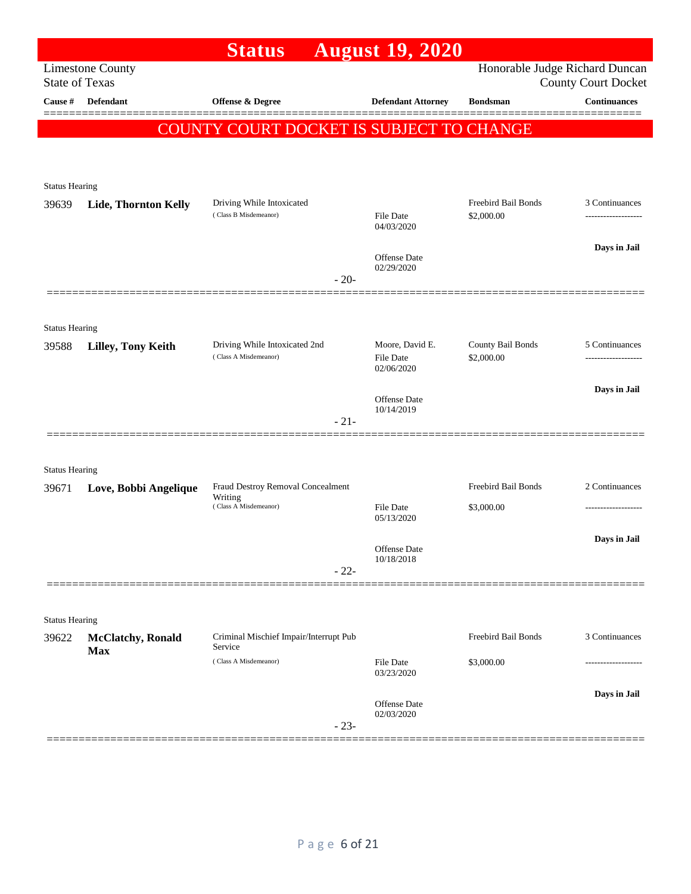# Status August 19, 2020

Limestone County
State of Texas

Honorable Judge Richard Duncan
County Court Docket

| Cause # | Defendant | Offense & Degree | Defendant Attorney | Bondsman | Continuances |
|---|---|---|---|---|---|

**COUNTY COURT DOCKET IS SUBJECT TO CHANGE**

---

Status Hearing

| Cause # | Defendant | Offense & Degree | Defendant Attorney | Bondsman | Continuances |
|---|---|---|---|---|---|
| 39639 | **Lide, Thornton Kelly** | Driving While Intoxicated (Class B Misdemeanor) | File Date 04/03/2020 | Freebird Bail Bonds $2,000.00 | 3 Continuances |
| | | | Offense Date 02/29/2020 | | Days in Jail |

- 20-

---

Status Hearing

| Cause # | Defendant | Offense & Degree | Defendant Attorney | Bondsman | Continuances |
|---|---|---|---|---|---|
| 39588 | **Lilley, Tony Keith** | Driving While Intoxicated 2nd (Class A Misdemeanor) | Moore, David E. File Date 02/06/2020 | County Bail Bonds $2,000.00 | 5 Continuances |
| | | | Offense Date 10/14/2019 | | Days in Jail |

- 21-

---

Status Hearing

| Cause # | Defendant | Offense & Degree | Defendant Attorney | Bondsman | Continuances |
|---|---|---|---|---|---|
| 39671 | **Love, Bobbi Angelique** | Fraud Destroy Removal Concealment Writing (Class A Misdemeanor) | File Date 05/13/2020 | Freebird Bail Bonds $3,000.00 | 2 Continuances |
| | | | Offense Date 10/18/2018 | | Days in Jail |

- 22-

---

Status Hearing

| Cause # | Defendant | Offense & Degree | Defendant Attorney | Bondsman | Continuances |
|---|---|---|---|---|---|
| 39622 | **McClatchy, Ronald Max** | Criminal Mischief Impair/Interrupt Pub Service (Class A Misdemeanor) | File Date 03/23/2020 | Freebird Bail Bonds $3,000.00 | 3 Continuances |
| | | | Offense Date 02/03/2020 | | Days in Jail |

- 23-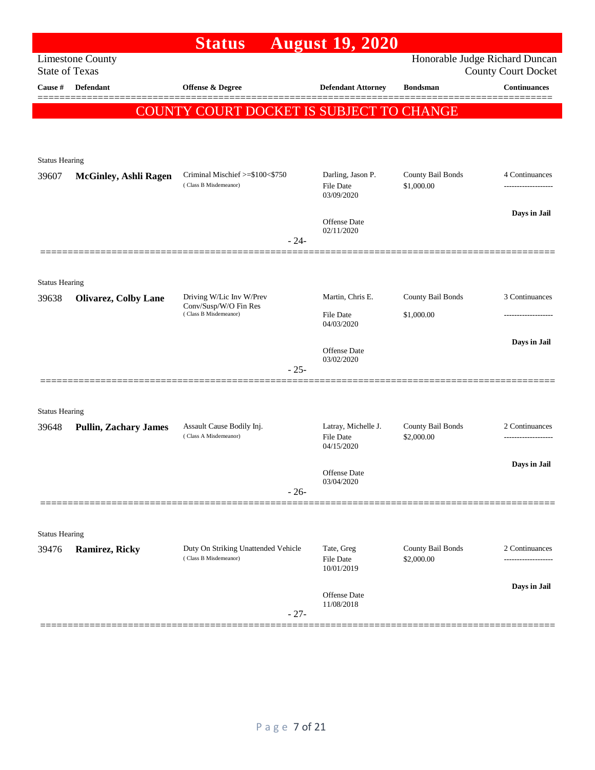# Status August 19, 2020

Limestone County
State of Texas

Honorable Judge Richard Duncan
County Court Docket

| Cause # | Defendant | Offense & Degree | Defendant Attorney | Bondsman | Continuances |
|---|---|---|---|---|---|

**COUNTY COURT DOCKET IS SUBJECT TO CHANGE**

Status Hearing

| Cause # | Defendant | Offense & Degree | Defendant Attorney | Bondsman | Continuances |
|---|---|---|---|---|---|
| 39607 | **McGinley, Ashli Ragen** | Criminal Mischief >=$100<$750 (Class B Misdemeanor) | Darling, Jason P. File Date 03/09/2020 Offense Date 02/11/2020 | County Bail Bonds $1,000.00 | 4 Continuances ------------------- **Days in Jail** |

- 24-

Status Hearing

| Cause # | Defendant | Offense & Degree | Defendant Attorney | Bondsman | Continuances |
|---|---|---|---|---|---|
| 39638 | **Olivarez, Colby Lane** | Driving W/Lic Inv W/Prev Conv/Susp/W/O Fin Res (Class B Misdemeanor) | Martin, Chris E. File Date 04/03/2020 Offense Date 03/02/2020 | County Bail Bonds $1,000.00 | 3 Continuances ------------------- **Days in Jail** |

- 25-

Status Hearing

| Cause # | Defendant | Offense & Degree | Defendant Attorney | Bondsman | Continuances |
|---|---|---|---|---|---|
| 39648 | **Pullin, Zachary James** | Assault Cause Bodily Inj. (Class A Misdemeanor) | Latray, Michelle J. File Date 04/15/2020 Offense Date 03/04/2020 | County Bail Bonds $2,000.00 | 2 Continuances ------------------- **Days in Jail** |

- 26-

Status Hearing

| Cause # | Defendant | Offense & Degree | Defendant Attorney | Bondsman | Continuances |
|---|---|---|---|---|---|
| 39476 | **Ramirez, Ricky** | Duty On Striking Unattended Vehicle (Class B Misdemeanor) | Tate, Greg File Date 10/01/2019 Offense Date 11/08/2018 | County Bail Bonds $2,000.00 | 2 Continuances ------------------- **Days in Jail** |

- 27-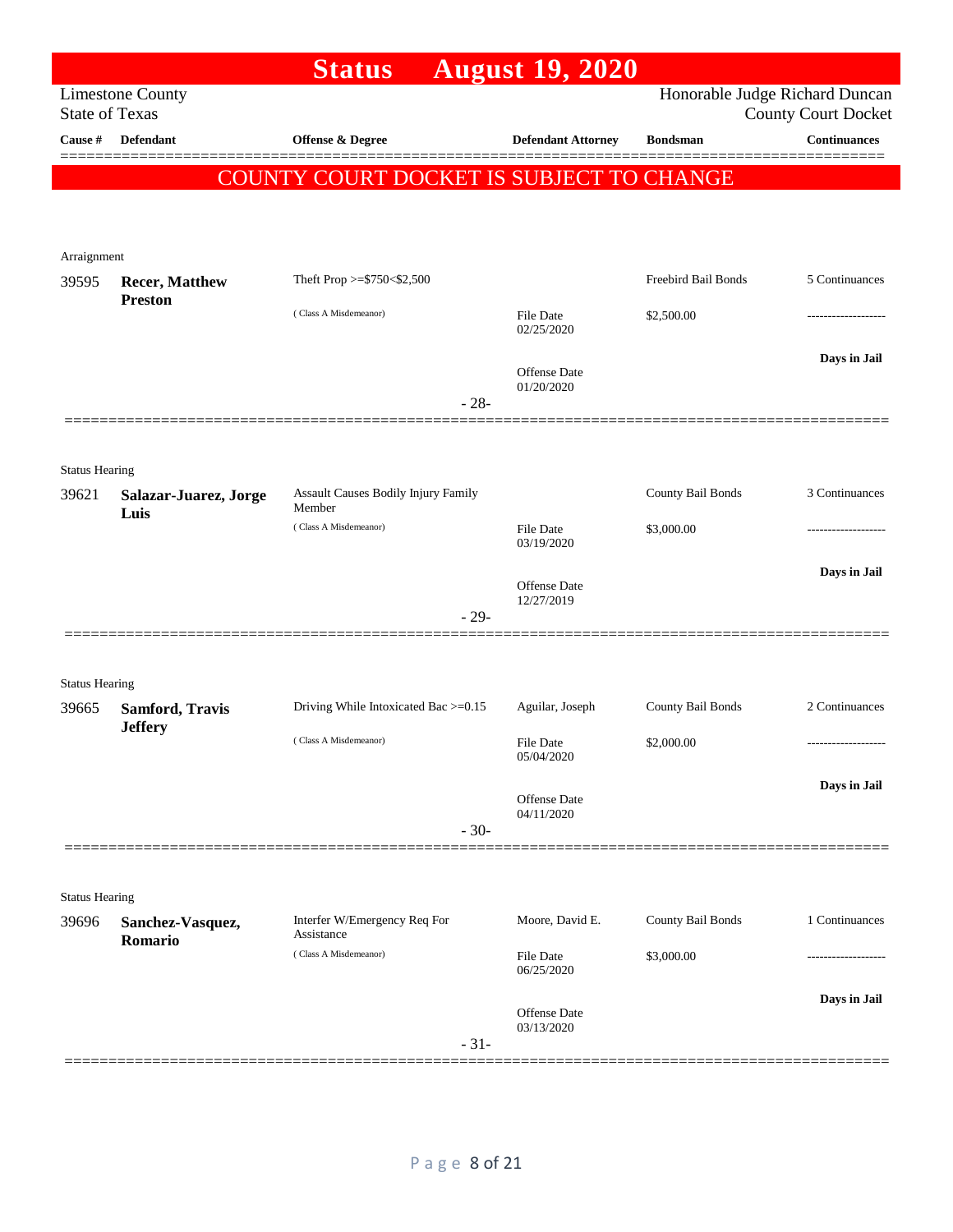# Status August 19, 2020

Limestone County
State of Texas

Honorable Judge Richard Duncan
County Court Docket

| Cause # | Defendant | Offense & Degree | Defendant Attorney | Bondsman | Continuances |
|---|---|---|---|---|---|

**COUNTY COURT DOCKET IS SUBJECT TO CHANGE**

Arraignment

| Cause # | Defendant | Offense & Degree | Defendant Attorney | Bondsman | Continuances |
|---|---|---|---|---|---|
| 39595 | **Recer, Matthew Preston** | Theft Prop >=$750<$2,500 | | Freebird Bail Bonds | 5 Continuances |
| | | ( Class A Misdemeanor) | File Date 02/25/2020 | $2,500.00 | ------------------- |
| | | | Offense Date 01/20/2020 | | **Days in Jail** |

- 28-

Status Hearing

| Cause # | Defendant | Offense & Degree | Defendant Attorney | Bondsman | Continuances |
|---|---|---|---|---|---|
| 39621 | **Salazar-Juarez, Jorge Luis** | Assault Causes Bodily Injury Family Member | | County Bail Bonds | 3 Continuances |
| | | ( Class A Misdemeanor) | File Date 03/19/2020 | $3,000.00 | ------------------- |
| | | | Offense Date 12/27/2019 | | **Days in Jail** |

- 29-

Status Hearing

| Cause # | Defendant | Offense & Degree | Defendant Attorney | Bondsman | Continuances |
|---|---|---|---|---|---|
| 39665 | **Samford, Travis Jeffery** | Driving While Intoxicated Bac >=0.15 | Aguilar, Joseph | County Bail Bonds | 2 Continuances |
| | | ( Class A Misdemeanor) | File Date 05/04/2020 | $2,000.00 | ------------------- |
| | | | Offense Date 04/11/2020 | | **Days in Jail** |

- 30-

Status Hearing

| Cause # | Defendant | Offense & Degree | Defendant Attorney | Bondsman | Continuances |
|---|---|---|---|---|---|
| 39696 | **Sanchez-Vasquez, Romario** | Interfer W/Emergency Req For Assistance | Moore, David E. | County Bail Bonds | 1 Continuances |
| | | ( Class A Misdemeanor) | File Date 06/25/2020 | $3,000.00 | ------------------- |
| | | | Offense Date 03/13/2020 | | **Days in Jail** |

- 31-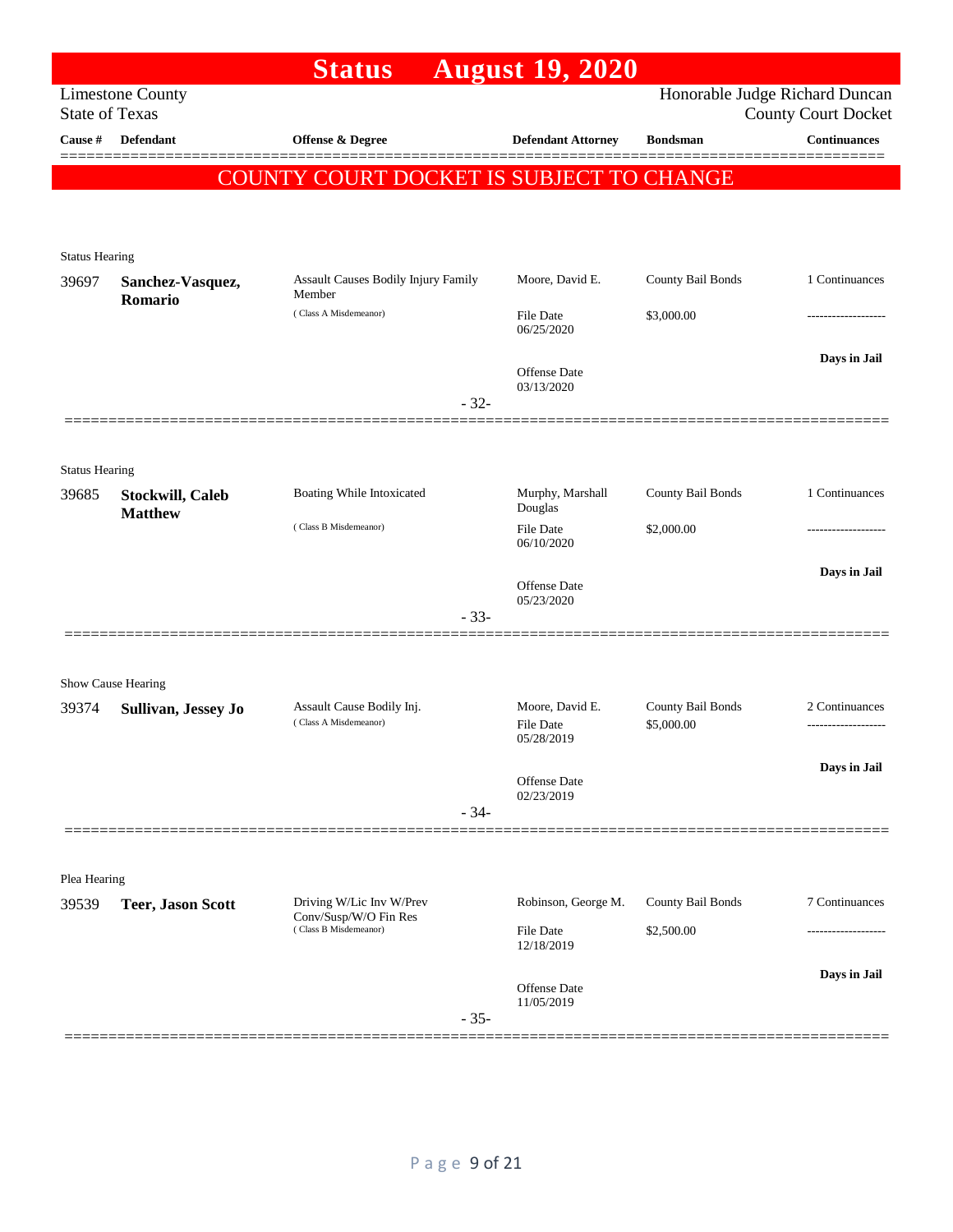# Status August 19, 2020

Limestone County
State of Texas

Honorable Judge Richard Duncan
County Court Docket

| Cause # | Defendant | Offense & Degree | Defendant Attorney | Bondsman | Continuances |
|---|---|---|---|---|---|

**COUNTY COURT DOCKET IS SUBJECT TO CHANGE**

Status Hearing

| Cause # | Defendant | Offense & Degree | Defendant Attorney | Bondsman | Continuances |
|---|---|---|---|---|---|
| 39697 | **Sanchez-Vasquez, Romario** | Assault Causes Bodily Injury Family Member (Class A Misdemeanor) | Moore, David E. | County Bail Bonds | 1 Continuances |
| | | | File Date 06/25/2020 | $3,000.00 | ------------------- |
| | | | Offense Date 03/13/2020 | | **Days in Jail** |

- 32-

Status Hearing

| Cause # | Defendant | Offense & Degree | Defendant Attorney | Bondsman | Continuances |
|---|---|---|---|---|---|
| 39685 | **Stockwill, Caleb Matthew** | Boating While Intoxicated (Class B Misdemeanor) | Murphy, Marshall Douglas | County Bail Bonds | 1 Continuances |
| | | | File Date 06/10/2020 | $2,000.00 | ------------------- |
| | | | Offense Date 05/23/2020 | | **Days in Jail** |

- 33-

Show Cause Hearing

| Cause # | Defendant | Offense & Degree | Defendant Attorney | Bondsman | Continuances |
|---|---|---|---|---|---|
| 39374 | **Sullivan, Jessey Jo** | Assault Cause Bodily Inj. (Class A Misdemeanor) | Moore, David E. | County Bail Bonds | 2 Continuances |
| | | | File Date 05/28/2019 | $5,000.00 | ------------------- |
| | | | Offense Date 02/23/2019 | | **Days in Jail** |

- 34-

Plea Hearing

| Cause # | Defendant | Offense & Degree | Defendant Attorney | Bondsman | Continuances |
|---|---|---|---|---|---|
| 39539 | **Teer, Jason Scott** | Driving W/Lic Inv W/Prev Conv/Susp/W/O Fin Res (Class B Misdemeanor) | Robinson, George M. | County Bail Bonds | 7 Continuances |
| | | | File Date 12/18/2019 | $2,500.00 | ------------------- |
| | | | Offense Date 11/05/2019 | | **Days in Jail** |

- 35-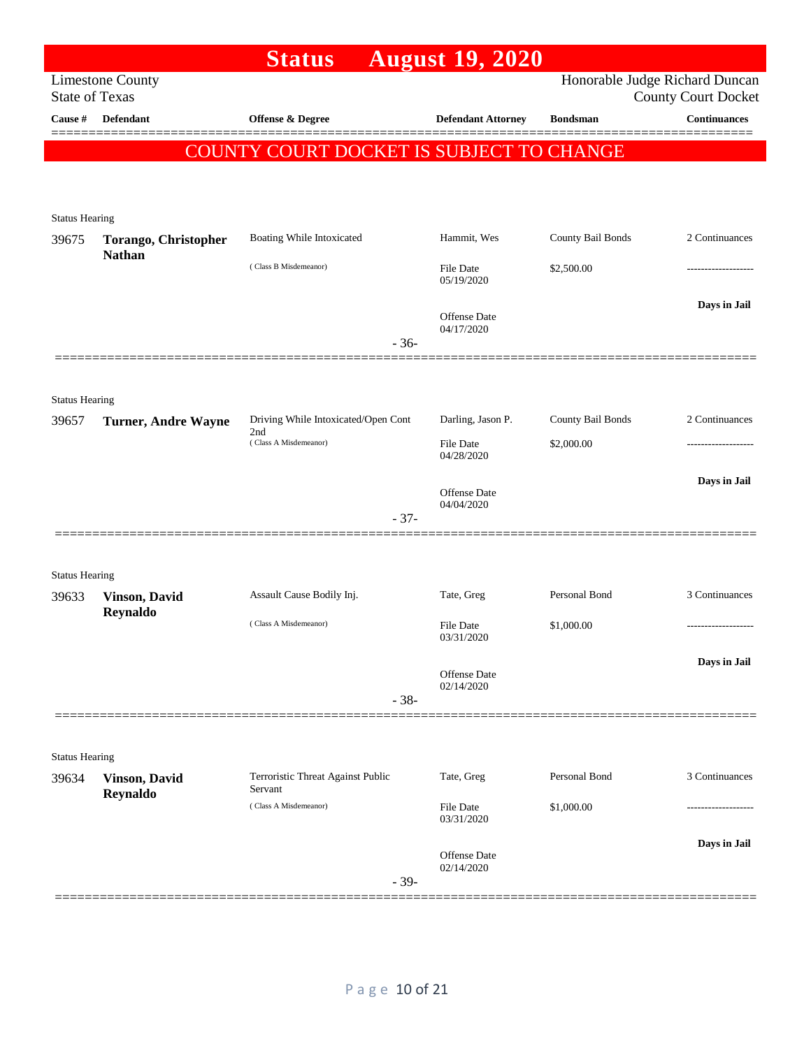# Status August 19, 2020

Limestone County
State of Texas

Honorable Judge Richard Duncan
County Court Docket

| Cause # | Defendant | Offense & Degree | Defendant Attorney | Bondsman | Continuances |
|---|---|---|---|---|---|

**COUNTY COURT DOCKET IS SUBJECT TO CHANGE**

Status Hearing

| | | | | | |
|---|---|---|---|---|---|
| 39675 | **Torango, Christopher Nathan** | Boating While Intoxicated | Hammit, Wes | County Bail Bonds | 2 Continuances |
| | | ( Class B Misdemeanor) | File Date 05/19/2020 | $2,500.00 | ------------------- |
| | | | Offense Date 04/17/2020 | | **Days in Jail** |

- 36-

Status Hearing

| | | | | | |
|---|---|---|---|---|---|
| 39657 | **Turner, Andre Wayne** | Driving While Intoxicated/Open Cont 2nd | Darling, Jason P. | County Bail Bonds | 2 Continuances |
| | | ( Class A Misdemeanor) | File Date 04/28/2020 | $2,000.00 | ------------------- |
| | | | Offense Date 04/04/2020 | | **Days in Jail** |

- 37-

Status Hearing

| | | | | | |
|---|---|---|---|---|---|
| 39633 | **Vinson, David Reynaldo** | Assault Cause Bodily Inj. | Tate, Greg | Personal Bond | 3 Continuances |
| | | ( Class A Misdemeanor) | File Date 03/31/2020 | $1,000.00 | ------------------- |
| | | | Offense Date 02/14/2020 | | **Days in Jail** |

- 38-

Status Hearing

| | | | | | |
|---|---|---|---|---|---|
| 39634 | **Vinson, David Reynaldo** | Terroristic Threat Against Public Servant | Tate, Greg | Personal Bond | 3 Continuances |
| | | ( Class A Misdemeanor) | File Date 03/31/2020 | $1,000.00 | ------------------- |
| | | | Offense Date 02/14/2020 | | **Days in Jail** |

- 39-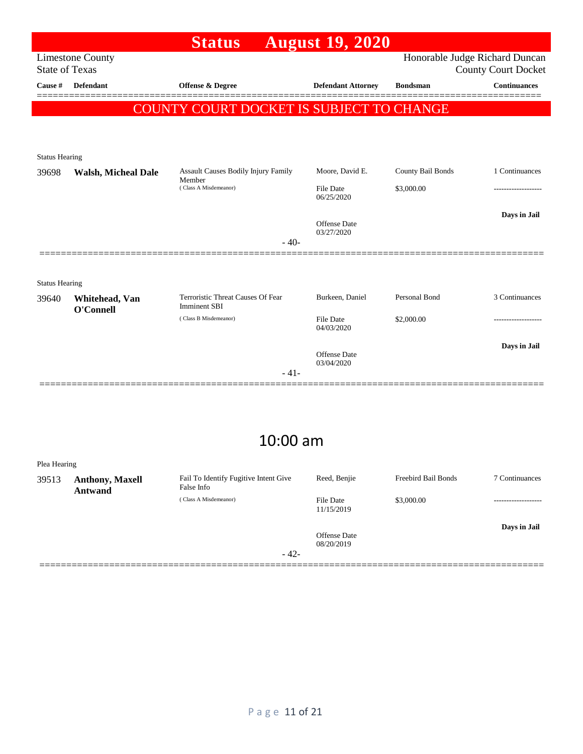# Status August 19, 2020

Limestone County
State of Texas

Honorable Judge Richard Duncan
County Court Docket

| Cause # | Defendant | Offense & Degree | Defendant Attorney | Bondsman | Continuances |
|---|---|---|---|---|---|

**COUNTY COURT DOCKET IS SUBJECT TO CHANGE**

Status Hearing

| Cause # | Defendant | Offense & Degree | Defendant Attorney | Bondsman | Continuances |
|---|---|---|---|---|---|
| 39698 | **Walsh, Micheal Dale** | Assault Causes Bodily Injury Family Member (Class A Misdemeanor) | Moore, David E. | County Bail Bonds | 1 Continuances |
| | | | File Date 06/25/2020 | $3,000.00 | ------------------- |
| | | | Offense Date 03/27/2020 | | **Days in Jail** |

- 40-

Status Hearing

| Cause # | Defendant | Offense & Degree | Defendant Attorney | Bondsman | Continuances |
|---|---|---|---|---|---|
| 39640 | **Whitehead, Van O'Connell** | Terroristic Threat Causes Of Fear Imminent SBI (Class B Misdemeanor) | Burkeen, Daniel | Personal Bond | 3 Continuances |
| | | | File Date 04/03/2020 | $2,000.00 | ------------------- |
| | | | Offense Date 03/04/2020 | | **Days in Jail** |

- 41-

## 10:00 am

Plea Hearing

| Cause # | Defendant | Offense & Degree | Defendant Attorney | Bondsman | Continuances |
|---|---|---|---|---|---|
| 39513 | **Anthony, Maxell Antwand** | Fail To Identify Fugitive Intent Give False Info (Class A Misdemeanor) | Reed, Benjie | Freebird Bail Bonds | 7 Continuances |
| | | | File Date 11/15/2019 | $3,000.00 | ------------------- |
| | | | Offense Date 08/20/2019 | | **Days in Jail** |

- 42-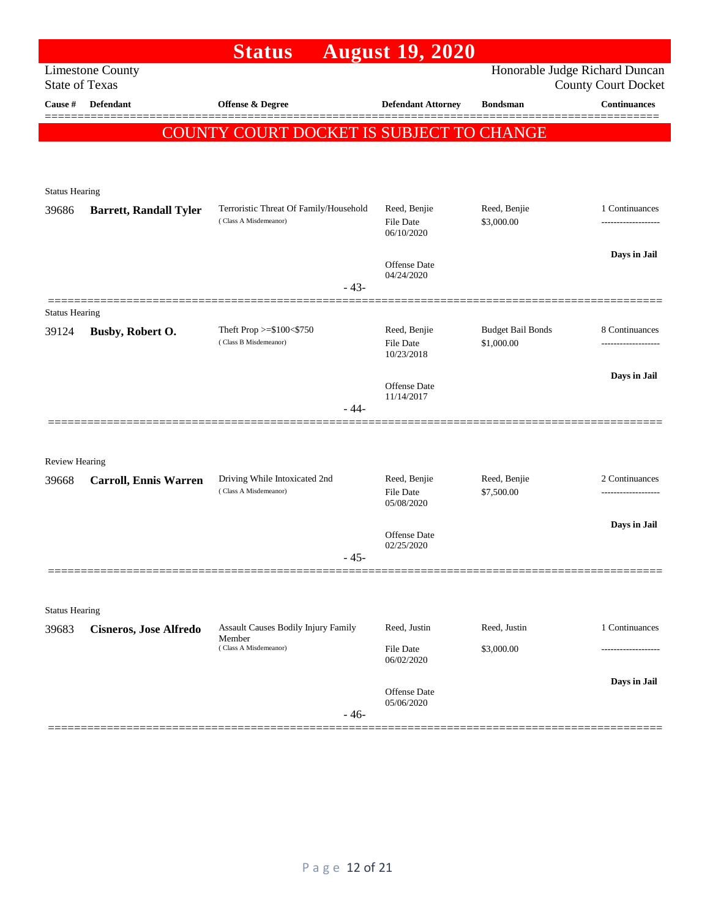# Status August 19, 2020

Limestone County
State of Texas

Honorable Judge Richard Duncan
County Court Docket

| Cause # | Defendant | Offense & Degree | Defendant Attorney | Bondsman | Continuances |
|---|---|---|---|---|---|

**COUNTY COURT DOCKET IS SUBJECT TO CHANGE**

Status Hearing

| Cause # | Defendant | Offense & Degree | Defendant Attorney | Bondsman | Continuances |
|---|---|---|---|---|---|
| 39686 | **Barrett, Randall Tyler** | Terroristic Threat Of Family/Household (Class A Misdemeanor) | Reed, Benjie<br>File Date 06/10/2020<br>Offense Date 04/24/2020 | Reed, Benjie<br>$3,000.00 | 1 Continuances<br>-------------------<br>**Days in Jail** |

- 43-

Status Hearing

| Cause # | Defendant | Offense & Degree | Defendant Attorney | Bondsman | Continuances |
|---|---|---|---|---|---|
| 39124 | **Busby, Robert O.** | Theft Prop >=$100<$750 (Class B Misdemeanor) | Reed, Benjie<br>File Date 10/23/2018<br>Offense Date 11/14/2017 | Budget Bail Bonds<br>$1,000.00 | 8 Continuances<br>-------------------<br>**Days in Jail** |

- 44-

Review Hearing

| Cause # | Defendant | Offense & Degree | Defendant Attorney | Bondsman | Continuances |
|---|---|---|---|---|---|
| 39668 | **Carroll, Ennis Warren** | Driving While Intoxicated 2nd (Class A Misdemeanor) | Reed, Benjie<br>File Date 05/08/2020<br>Offense Date 02/25/2020 | Reed, Benjie<br>$7,500.00 | 2 Continuances<br>-------------------<br>**Days in Jail** |

- 45-

Status Hearing

| Cause # | Defendant | Offense & Degree | Defendant Attorney | Bondsman | Continuances |
|---|---|---|---|---|---|
| 39683 | **Cisneros, Jose Alfredo** | Assault Causes Bodily Injury Family Member (Class A Misdemeanor) | Reed, Justin<br>File Date 06/02/2020<br>Offense Date 05/06/2020 | Reed, Justin<br>$3,000.00 | 1 Continuances<br>-------------------<br>**Days in Jail** |

- 46-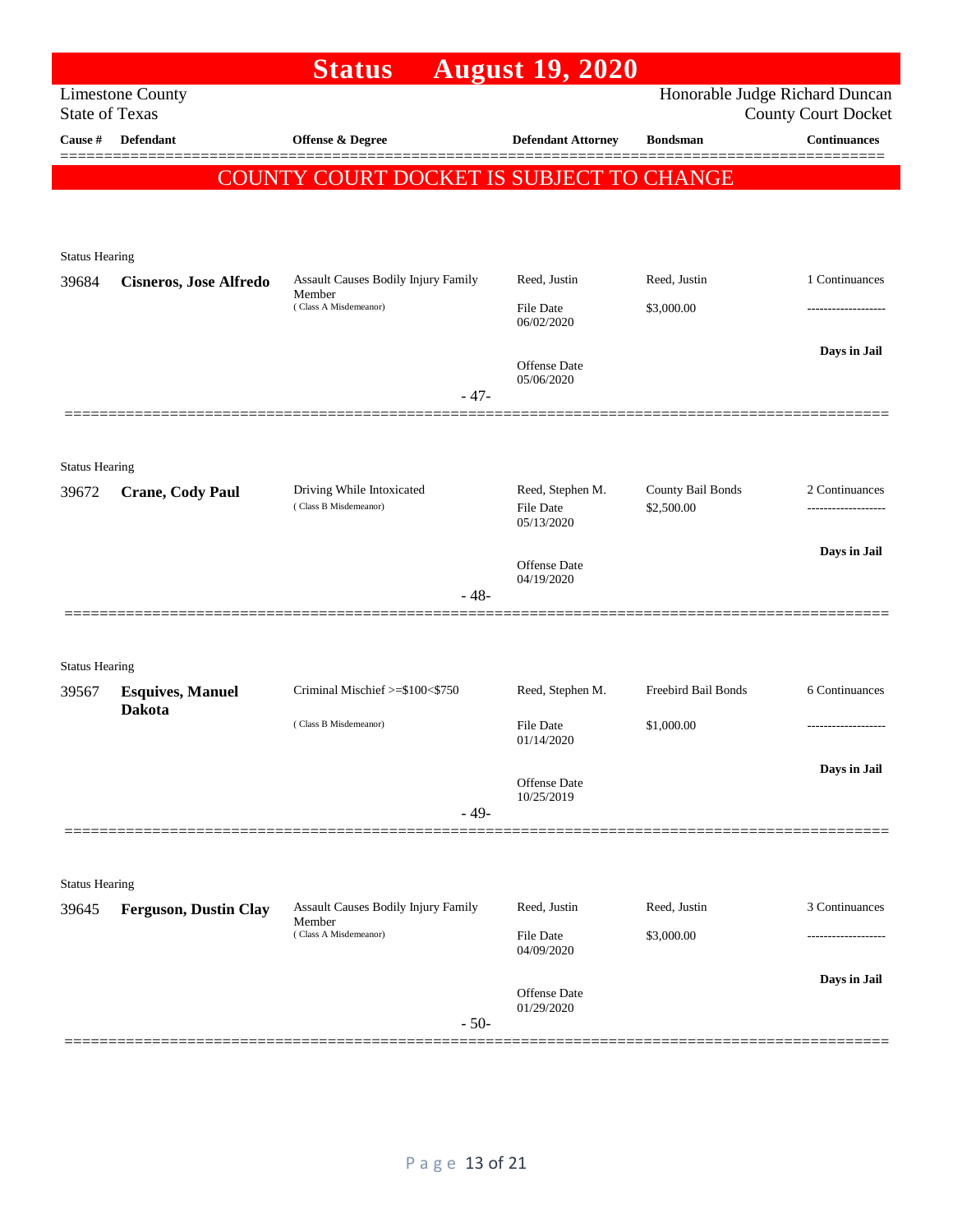# Status August 19, 2020

Limestone County
State of Texas

Honorable Judge Richard Duncan
County Court Docket

| Cause # | Defendant | Offense & Degree | Defendant Attorney | Bondsman | Continuances |
|---|---|---|---|---|---|

**COUNTY COURT DOCKET IS SUBJECT TO CHANGE**

Status Hearing

| | | | | | |
|---|---|---|---|---|---|
| 39684 | **Cisneros, Jose Alfredo** | Assault Causes Bodily Injury Family Member (Class A Misdemeanor) | Reed, Justin | Reed, Justin | 1 Continuances |
| | | | File Date 06/02/2020 | $3,000.00 | ------------------- |
| | | | Offense Date 05/06/2020 | | **Days in Jail** |

- 47-

Status Hearing

| | | | | | |
|---|---|---|---|---|---|
| 39672 | **Crane, Cody Paul** | Driving While Intoxicated (Class B Misdemeanor) | Reed, Stephen M. | County Bail Bonds | 2 Continuances |
| | | | File Date 05/13/2020 | $2,500.00 | ------------------- |
| | | | Offense Date 04/19/2020 | | **Days in Jail** |

- 48-

Status Hearing

| | | | | | |
|---|---|---|---|---|---|
| 39567 | **Esquives, Manuel Dakota** | Criminal Mischief >=$100<$750 (Class B Misdemeanor) | Reed, Stephen M. | Freebird Bail Bonds | 6 Continuances |
| | | | File Date 01/14/2020 | $1,000.00 | ------------------- |
| | | | Offense Date 10/25/2019 | | **Days in Jail** |

- 49-

Status Hearing

| | | | | | |
|---|---|---|---|---|---|
| 39645 | **Ferguson, Dustin Clay** | Assault Causes Bodily Injury Family Member (Class A Misdemeanor) | Reed, Justin | Reed, Justin | 3 Continuances |
| | | | File Date 04/09/2020 | $3,000.00 | ------------------- |
| | | | Offense Date 01/29/2020 | | **Days in Jail** |

- 50-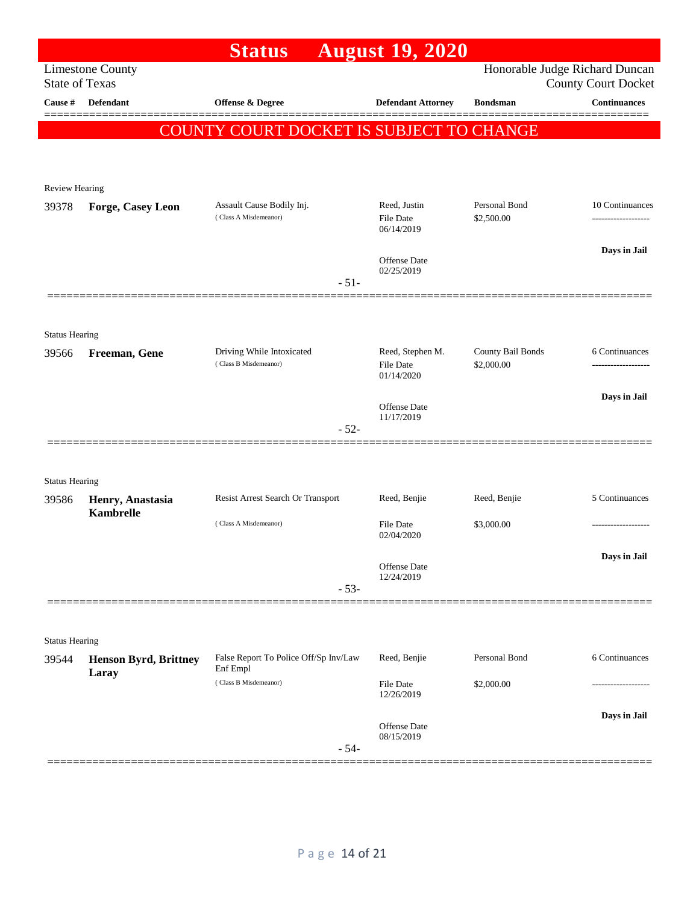# Status August 19, 2020

Limestone County
State of Texas

Honorable Judge Richard Duncan
County Court Docket

| Cause # | Defendant | Offense & Degree | Defendant Attorney | Bondsman | Continuances |
|---|---|---|---|---|---|

**COUNTY COURT DOCKET IS SUBJECT TO CHANGE**

Review Hearing

| Cause # | Defendant | Offense & Degree | Defendant Attorney | Bondsman | Continuances |
|---|---|---|---|---|---|
| 39378 | **Forge, Casey Leon** | Assault Cause Bodily Inj. (Class A Misdemeanor) | Reed, Justin<br>File Date 06/14/2019<br>Offense Date 02/25/2019 | Personal Bond<br>$2,500.00 | 10 Continuances<br>**Days in Jail** |

- 51-

Status Hearing

| Cause # | Defendant | Offense & Degree | Defendant Attorney | Bondsman | Continuances |
|---|---|---|---|---|---|
| 39566 | **Freeman, Gene** | Driving While Intoxicated (Class B Misdemeanor) | Reed, Stephen M.<br>File Date 01/14/2020<br>Offense Date 11/17/2019 | County Bail Bonds<br>$2,000.00 | 6 Continuances<br>**Days in Jail** |

- 52-

Status Hearing

| Cause # | Defendant | Offense & Degree | Defendant Attorney | Bondsman | Continuances |
|---|---|---|---|---|---|
| 39586 | **Henry, Anastasia Kambrelle** | Resist Arrest Search Or Transport (Class A Misdemeanor) | Reed, Benjie<br>File Date 02/04/2020<br>Offense Date 12/24/2019 | Reed, Benjie<br>$3,000.00 | 5 Continuances<br>**Days in Jail** |

- 53-

Status Hearing

| Cause # | Defendant | Offense & Degree | Defendant Attorney | Bondsman | Continuances |
|---|---|---|---|---|---|
| 39544 | **Henson Byrd, Brittney Laray** | False Report To Police Off/Sp Inv/Law Enf Empl (Class B Misdemeanor) | Reed, Benjie<br>File Date 12/26/2019<br>Offense Date 08/15/2019 | Personal Bond<br>$2,000.00 | 6 Continuances<br>**Days in Jail** |

- 54-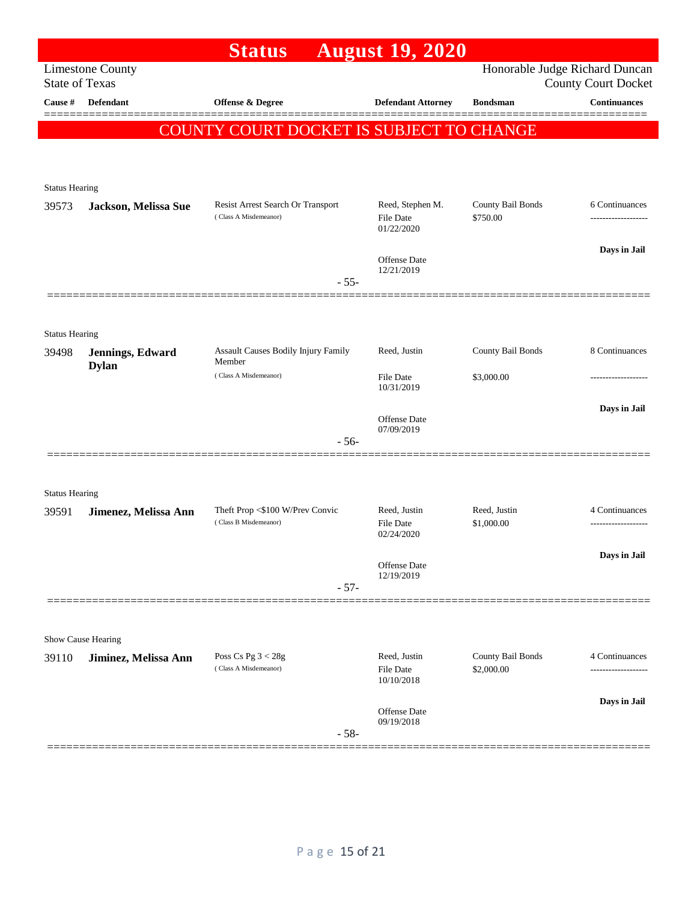# Status August 19, 2020

Limestone County
State of Texas

Honorable Judge Richard Duncan
County Court Docket

| Cause # | Defendant | Offense & Degree | Defendant Attorney | Bondsman | Continuances |
|---|---|---|---|---|---|

**COUNTY COURT DOCKET IS SUBJECT TO CHANGE**

Status Hearing

| Cause # | Defendant | Offense & Degree | Defendant Attorney | Bondsman | Continuances |
|---|---|---|---|---|---|
| 39573 | **Jackson, Melissa Sue** | Resist Arrest Search Or Transport (Class A Misdemeanor) | Reed, Stephen M. File Date 01/22/2020 Offense Date 12/21/2019 | County Bail Bonds $750.00 | 6 Continuances ------------------- **Days in Jail** |

- 55-

Status Hearing

| Cause # | Defendant | Offense & Degree | Defendant Attorney | Bondsman | Continuances |
|---|---|---|---|---|---|
| 39498 | **Jennings, Edward Dylan** | Assault Causes Bodily Injury Family Member (Class A Misdemeanor) | Reed, Justin File Date 10/31/2019 Offense Date 07/09/2019 | County Bail Bonds $3,000.00 | 8 Continuances ------------------- **Days in Jail** |

- 56-

Status Hearing

| Cause # | Defendant | Offense & Degree | Defendant Attorney | Bondsman | Continuances |
|---|---|---|---|---|---|
| 39591 | **Jimenez, Melissa Ann** | Theft Prop <$100 W/Prev Convic (Class B Misdemeanor) | Reed, Justin File Date 02/24/2020 Offense Date 12/19/2019 | Reed, Justin $1,000.00 | 4 Continuances ------------------- **Days in Jail** |

- 57-

Show Cause Hearing

| Cause # | Defendant | Offense & Degree | Defendant Attorney | Bondsman | Continuances |
|---|---|---|---|---|---|
| 39110 | **Jiminez, Melissa Ann** | Poss Cs Pg 3 < 28g (Class A Misdemeanor) | Reed, Justin File Date 10/10/2018 Offense Date 09/19/2018 | County Bail Bonds $2,000.00 | 4 Continuances ------------------- **Days in Jail** |

- 58-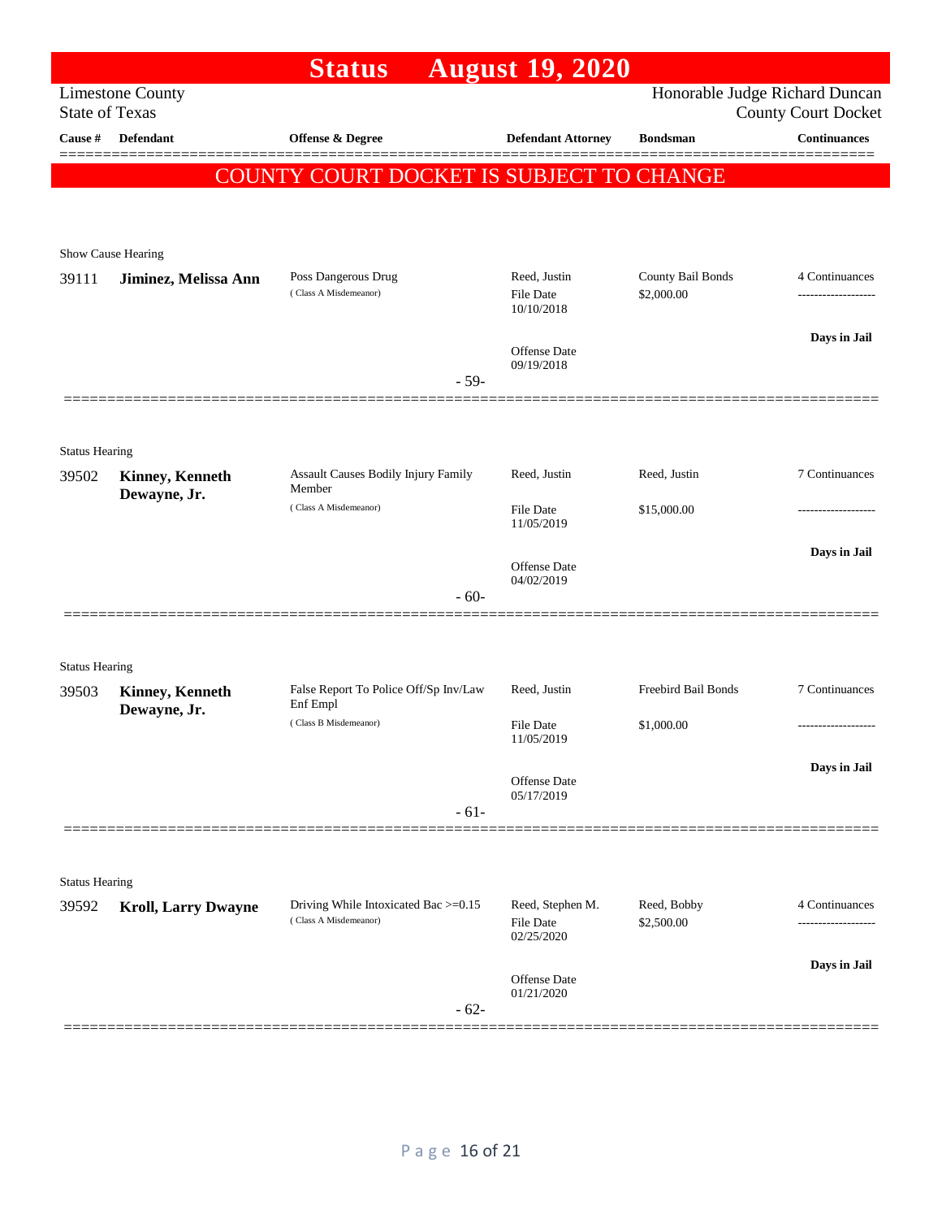# Status August 19, 2020

Limestone County
State of Texas

Honorable Judge Richard Duncan
County Court Docket

| Cause # | Defendant | Offense & Degree | Defendant Attorney | Bondsman | Continuances |
|---|---|---|---|---|---|

**COUNTY COURT DOCKET IS SUBJECT TO CHANGE**

Show Cause Hearing

| Cause # | Defendant | Offense & Degree | Defendant Attorney | Bondsman | Continuances |
|---|---|---|---|---|---|
| 39111 | **Jiminez, Melissa Ann** | Poss Dangerous Drug (Class A Misdemeanor) | Reed, Justin<br>File Date 10/10/2018<br>Offense Date 09/19/2018 | County Bail Bonds<br>$2,000.00 | 4 Continuances<br>-------------------<br>**Days in Jail** |

- 59-

Status Hearing

| Cause # | Defendant | Offense & Degree | Defendant Attorney | Bondsman | Continuances |
|---|---|---|---|---|---|
| 39502 | **Kinney, Kenneth Dewayne, Jr.** | Assault Causes Bodily Injury Family Member (Class A Misdemeanor) | Reed, Justin<br>File Date 11/05/2019<br>Offense Date 04/02/2019 | Reed, Justin<br>$15,000.00 | 7 Continuances<br>-------------------<br>**Days in Jail** |

- 60-

Status Hearing

| Cause # | Defendant | Offense & Degree | Defendant Attorney | Bondsman | Continuances |
|---|---|---|---|---|---|
| 39503 | **Kinney, Kenneth Dewayne, Jr.** | False Report To Police Off/Sp Inv/Law Enf Empl (Class B Misdemeanor) | Reed, Justin<br>File Date 11/05/2019<br>Offense Date 05/17/2019 | Freebird Bail Bonds<br>$1,000.00 | 7 Continuances<br>-------------------<br>**Days in Jail** |

- 61-

Status Hearing

| Cause # | Defendant | Offense & Degree | Defendant Attorney | Bondsman | Continuances |
|---|---|---|---|---|---|
| 39592 | **Kroll, Larry Dwayne** | Driving While Intoxicated Bac >=0.15 (Class A Misdemeanor) | Reed, Stephen M.<br>File Date 02/25/2020<br>Offense Date 01/21/2020 | Reed, Bobby<br>$2,500.00 | 4 Continuances<br>-------------------<br>**Days in Jail** |

- 62-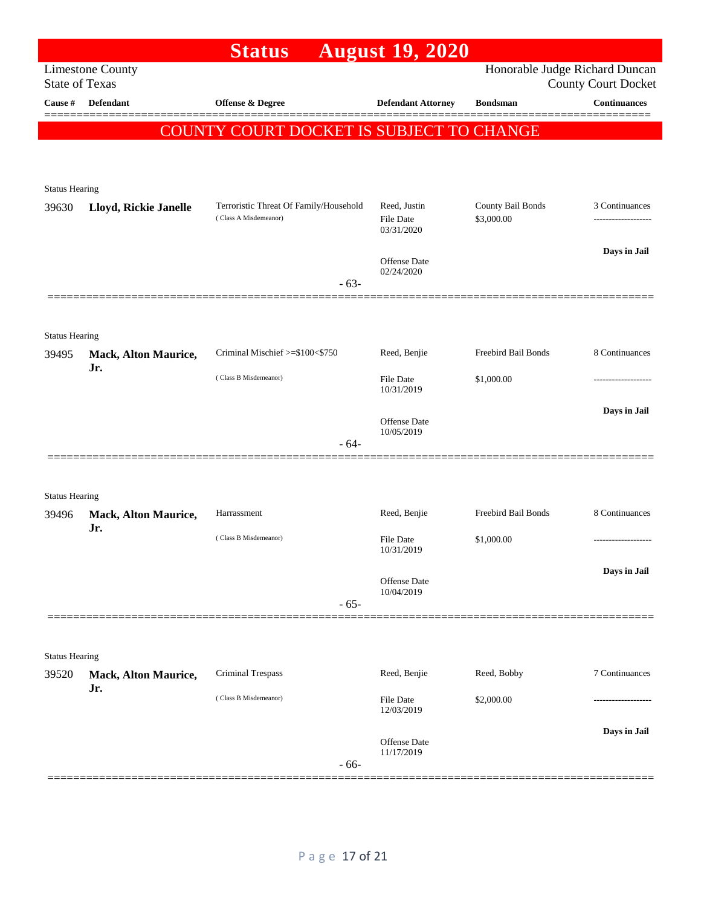# Status August 19, 2020

Limestone County
State of Texas

Honorable Judge Richard Duncan
County Court Docket

| Cause # | Defendant | Offense & Degree | Defendant Attorney | Bondsman | Continuances |
|---|---|---|---|---|---|

**COUNTY COURT DOCKET IS SUBJECT TO CHANGE**

Status Hearing

| Cause # | Defendant | Offense & Degree | Defendant Attorney | Bondsman | Continuances |
|---|---|---|---|---|---|
| 39630 | **Lloyd, Rickie Janelle** | Terroristic Threat Of Family/Household (Class A Misdemeanor) | Reed, Justin<br>File Date 03/31/2020<br>Offense Date 02/24/2020 | County Bail Bonds<br>$3,000.00 | 3 Continuances<br>-------------------<br>**Days in Jail** |

- 63-

Status Hearing

| Cause # | Defendant | Offense & Degree | Defendant Attorney | Bondsman | Continuances |
|---|---|---|---|---|---|
| 39495 | **Mack, Alton Maurice, Jr.** | Criminal Mischief >=$100<$750 (Class B Misdemeanor) | Reed, Benjie<br>File Date 10/31/2019<br>Offense Date 10/05/2019 | Freebird Bail Bonds<br>$1,000.00 | 8 Continuances<br>-------------------<br>**Days in Jail** |

- 64-

Status Hearing

| Cause # | Defendant | Offense & Degree | Defendant Attorney | Bondsman | Continuances |
|---|---|---|---|---|---|
| 39496 | **Mack, Alton Maurice, Jr.** | Harrassment (Class B Misdemeanor) | Reed, Benjie<br>File Date 10/31/2019<br>Offense Date 10/04/2019 | Freebird Bail Bonds<br>$1,000.00 | 8 Continuances<br>-------------------<br>**Days in Jail** |

- 65-

Status Hearing

| Cause # | Defendant | Offense & Degree | Defendant Attorney | Bondsman | Continuances |
|---|---|---|---|---|---|
| 39520 | **Mack, Alton Maurice, Jr.** | Criminal Trespass (Class B Misdemeanor) | Reed, Benjie<br>File Date 12/03/2019<br>Offense Date 11/17/2019 | Reed, Bobby<br>$2,000.00 | 7 Continuances<br>-------------------<br>**Days in Jail** |

- 66-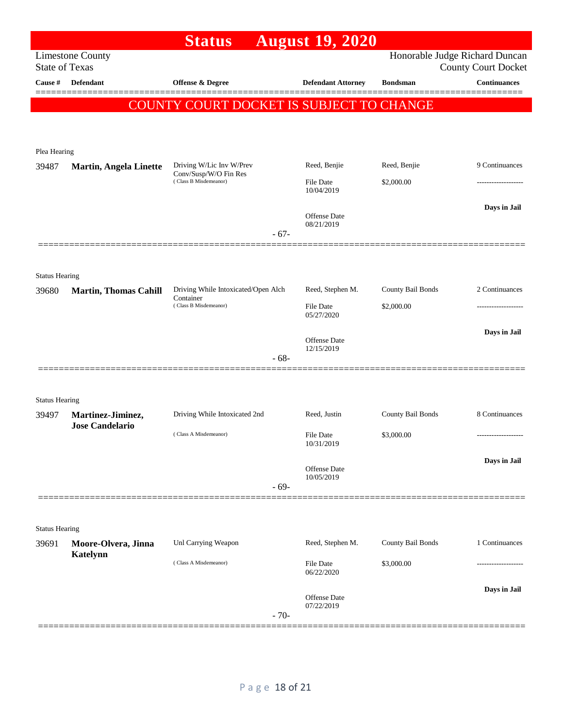# Status August 19, 2020

Limestone County
State of Texas

Honorable Judge Richard Duncan
County Court Docket

| Cause # | Defendant | Offense & Degree | Defendant Attorney | Bondsman | Continuances |
|---|---|---|---|---|---|

**COUNTY COURT DOCKET IS SUBJECT TO CHANGE**

Plea Hearing

| Cause # | Defendant | Offense & Degree | Defendant Attorney | Bondsman | Continuances |
|---|---|---|---|---|---|
| 39487 | **Martin, Angela Linette** | Driving W/Lic Inv W/Prev Conv/Susp/W/O Fin Res ( Class B Misdemeanor) | Reed, Benjie | Reed, Benjie | 9 Continuances |
| | | | File Date 10/04/2019 | $2,000.00 | ------------------- |
| | | | Offense Date 08/21/2019 | | **Days in Jail** |

- 67-

Status Hearing

| Cause # | Defendant | Offense & Degree | Defendant Attorney | Bondsman | Continuances |
|---|---|---|---|---|---|
| 39680 | **Martin, Thomas Cahill** | Driving While Intoxicated/Open Alch Container ( Class B Misdemeanor) | Reed, Stephen M. | County Bail Bonds | 2 Continuances |
| | | | File Date 05/27/2020 | $2,000.00 | ------------------- |
| | | | Offense Date 12/15/2019 | | **Days in Jail** |

- 68-

Status Hearing

| Cause # | Defendant | Offense & Degree | Defendant Attorney | Bondsman | Continuances |
|---|---|---|---|---|---|
| 39497 | **Martinez-Jiminez, Jose Candelario** | Driving While Intoxicated 2nd ( Class A Misdemeanor) | Reed, Justin | County Bail Bonds | 8 Continuances |
| | | | File Date 10/31/2019 | $3,000.00 | ------------------- |
| | | | Offense Date 10/05/2019 | | **Days in Jail** |

- 69-

Status Hearing

| Cause # | Defendant | Offense & Degree | Defendant Attorney | Bondsman | Continuances |
|---|---|---|---|---|---|
| 39691 | **Moore-Olvera, Jinna Katelynn** | Unl Carrying Weapon ( Class A Misdemeanor) | Reed, Stephen M. | County Bail Bonds | 1 Continuances |
| | | | File Date 06/22/2020 | $3,000.00 | ------------------- |
| | | | Offense Date 07/22/2019 | | **Days in Jail** |

- 70-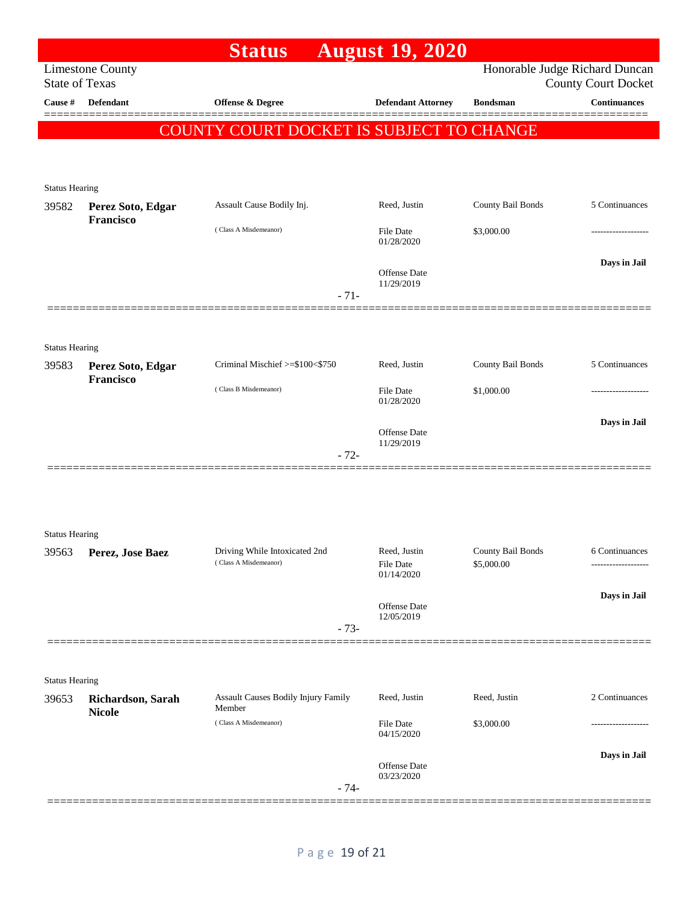# Status August 19, 2020

Limestone County
State of Texas

Honorable Judge Richard Duncan
County Court Docket

| Cause # | Defendant | Offense & Degree | Defendant Attorney | Bondsman | Continuances |
|---|---|---|---|---|---|

**COUNTY COURT DOCKET IS SUBJECT TO CHANGE**

Status Hearing

| Cause # | Defendant | Offense & Degree | Defendant Attorney | Bondsman | Continuances |
|---|---|---|---|---|---|
| 39582 | **Perez Soto, Edgar Francisco** | Assault Cause Bodily Inj. (Class A Misdemeanor) | Reed, Justin<br>File Date 01/28/2020<br>Offense Date 11/29/2019 | County Bail Bonds<br>$3,000.00 | 5 Continuances<br>-------------------<br>**Days in Jail** |

- 71-

Status Hearing

| Cause # | Defendant | Offense & Degree | Defendant Attorney | Bondsman | Continuances |
|---|---|---|---|---|---|
| 39583 | **Perez Soto, Edgar Francisco** | Criminal Mischief >=$100<$750 (Class B Misdemeanor) | Reed, Justin<br>File Date 01/28/2020<br>Offense Date 11/29/2019 | County Bail Bonds<br>$1,000.00 | 5 Continuances<br>-------------------<br>**Days in Jail** |

- 72-

Status Hearing

| Cause # | Defendant | Offense & Degree | Defendant Attorney | Bondsman | Continuances |
|---|---|---|---|---|---|
| 39563 | **Perez, Jose Baez** | Driving While Intoxicated 2nd (Class A Misdemeanor) | Reed, Justin<br>File Date 01/14/2020<br>Offense Date 12/05/2019 | County Bail Bonds<br>$5,000.00 | 6 Continuances<br>-------------------<br>**Days in Jail** |

- 73-

Status Hearing

| Cause # | Defendant | Offense & Degree | Defendant Attorney | Bondsman | Continuances |
|---|---|---|---|---|---|
| 39653 | **Richardson, Sarah Nicole** | Assault Causes Bodily Injury Family Member (Class A Misdemeanor) | Reed, Justin<br>File Date 04/15/2020<br>Offense Date 03/23/2020 | Reed, Justin<br>$3,000.00 | 2 Continuances<br>-------------------<br>**Days in Jail** |

- 74-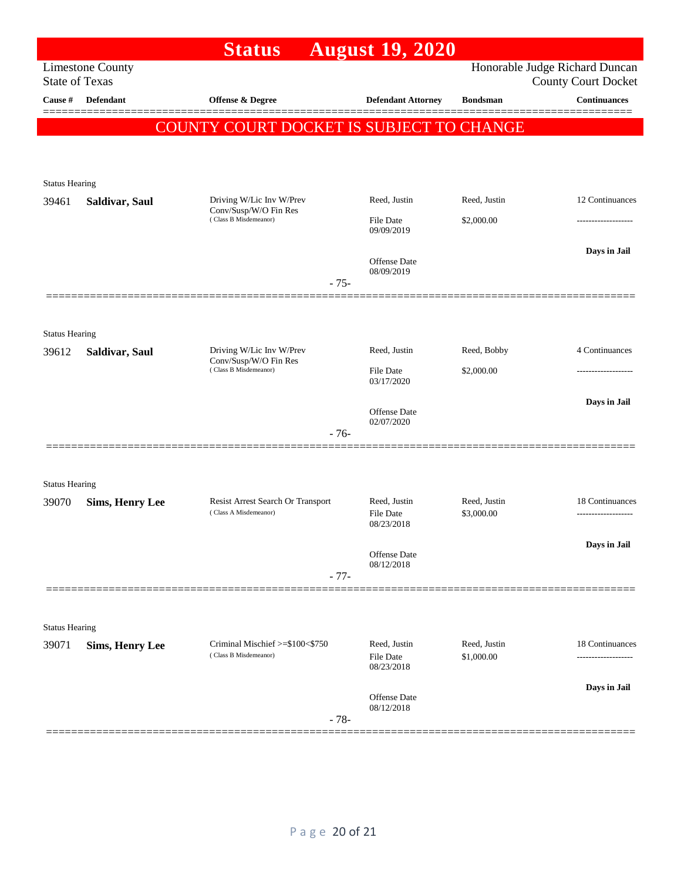# Status August 19, 2020

Limestone County
State of Texas

Honorable Judge Richard Duncan
County Court Docket

| Cause # | Defendant | Offense & Degree | Defendant Attorney | Bondsman | Continuances |
|---|---|---|---|---|---|

**COUNTY COURT DOCKET IS SUBJECT TO CHANGE**

Status Hearing

| Cause # | Defendant | Offense & Degree | Defendant Attorney | Bondsman | Continuances |
|---|---|---|---|---|---|
| 39461 | **Saldivar, Saul** | Driving W/Lic Inv W/Prev Conv/Susp/W/O Fin Res (Class B Misdemeanor) | Reed, Justin | Reed, Justin | 12 Continuances |
| | | | File Date 09/09/2019 | $2,000.00 | ------------------- |
| | | | Offense Date 08/09/2019 | | **Days in Jail** |

- 75-

Status Hearing

| Cause # | Defendant | Offense & Degree | Defendant Attorney | Bondsman | Continuances |
|---|---|---|---|---|---|
| 39612 | **Saldivar, Saul** | Driving W/Lic Inv W/Prev Conv/Susp/W/O Fin Res (Class B Misdemeanor) | Reed, Justin | Reed, Bobby | 4 Continuances |
| | | | File Date 03/17/2020 | $2,000.00 | ------------------- |
| | | | Offense Date 02/07/2020 | | **Days in Jail** |

- 76-

Status Hearing

| Cause # | Defendant | Offense & Degree | Defendant Attorney | Bondsman | Continuances |
|---|---|---|---|---|---|
| 39070 | **Sims, Henry Lee** | Resist Arrest Search Or Transport (Class A Misdemeanor) | Reed, Justin | Reed, Justin | 18 Continuances |
| | | | File Date 08/23/2018 | $3,000.00 | ------------------- |
| | | | Offense Date 08/12/2018 | | **Days in Jail** |

- 77-

Status Hearing

| Cause # | Defendant | Offense & Degree | Defendant Attorney | Bondsman | Continuances |
|---|---|---|---|---|---|
| 39071 | **Sims, Henry Lee** | Criminal Mischief >=$100<$750 (Class B Misdemeanor) | Reed, Justin | Reed, Justin | 18 Continuances |
| | | | File Date 08/23/2018 | $1,000.00 | ------------------- |
| | | | Offense Date 08/12/2018 | | **Days in Jail** |

- 78-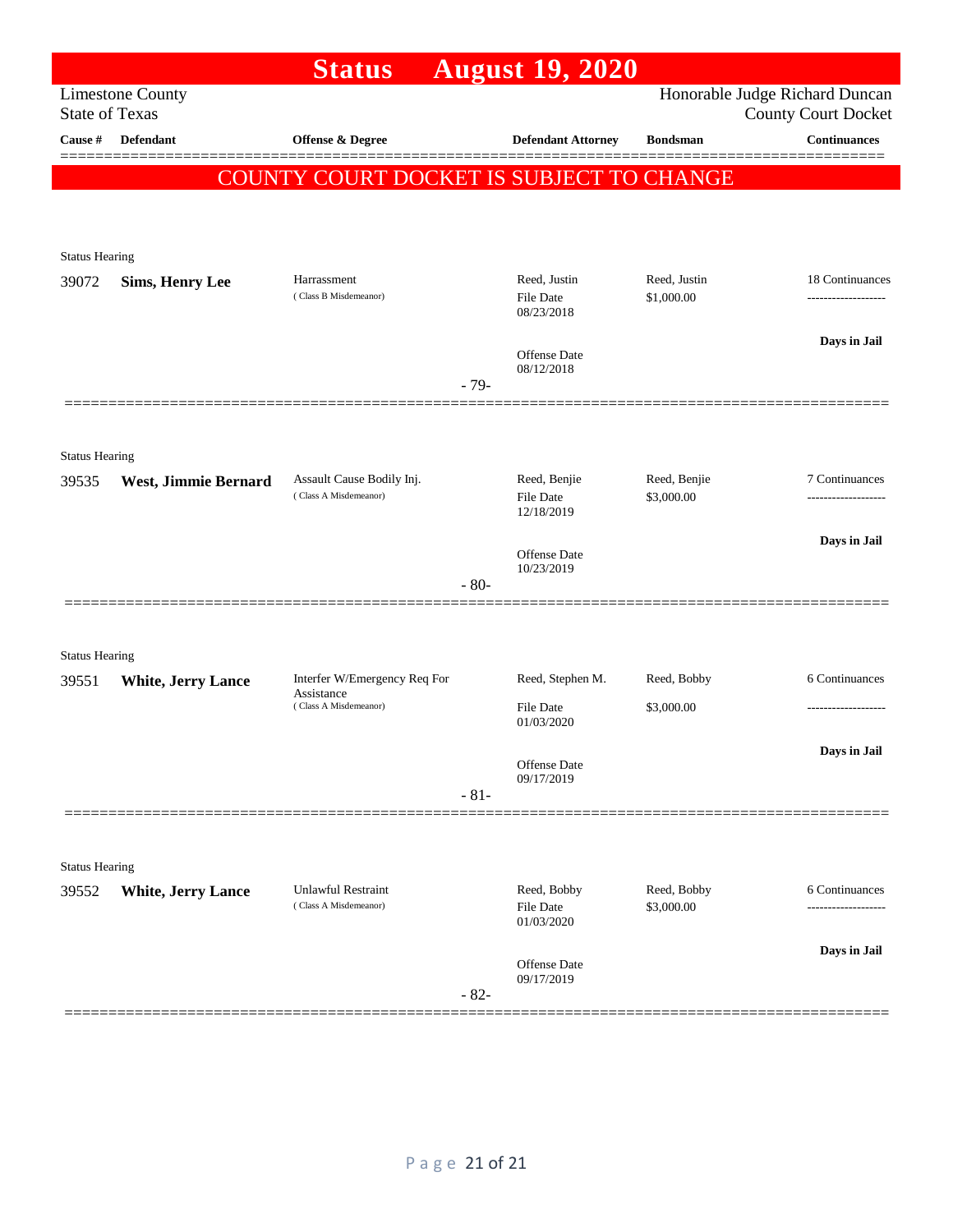# Status August 19, 2020

Limestone County
State of Texas

Honorable Judge Richard Duncan
County Court Docket

**COUNTY COURT DOCKET IS SUBJECT TO CHANGE**

| Cause # | Defendant | Offense & Degree | Defendant Attorney | Bondsman | Continuances |
|---|---|---|---|---|---|
| Status Hearing | | | | | |
| 39072 | **Sims, Henry Lee** | Harrassment (Class B Misdemeanor) | Reed, Justin<br>File Date 08/23/2018<br>Offense Date 08/12/2018 | Reed, Justin<br>$1,000.00 | 18 Continuances<br>**Days in Jail** |
| | | | - 79- | | |
| Status Hearing | | | | | |
| 39535 | **West, Jimmie Bernard** | Assault Cause Bodily Inj. (Class A Misdemeanor) | Reed, Benjie<br>File Date 12/18/2019<br>Offense Date 10/23/2019 | Reed, Benjie<br>$3,000.00 | 7 Continuances<br>**Days in Jail** |
| | | | - 80- | | |
| Status Hearing | | | | | |
| 39551 | **White, Jerry Lance** | Interfer W/Emergency Req For Assistance (Class A Misdemeanor) | Reed, Stephen M.<br>File Date 01/03/2020<br>Offense Date 09/17/2019 | Reed, Bobby<br>$3,000.00 | 6 Continuances<br>**Days in Jail** |
| | | | - 81- | | |
| Status Hearing | | | | | |
| 39552 | **White, Jerry Lance** | Unlawful Restraint (Class A Misdemeanor) | Reed, Bobby<br>File Date 01/03/2020<br>Offense Date 09/17/2019 | Reed, Bobby<br>$3,000.00 | 6 Continuances<br>**Days in Jail** |
| | | | - 82- | | |